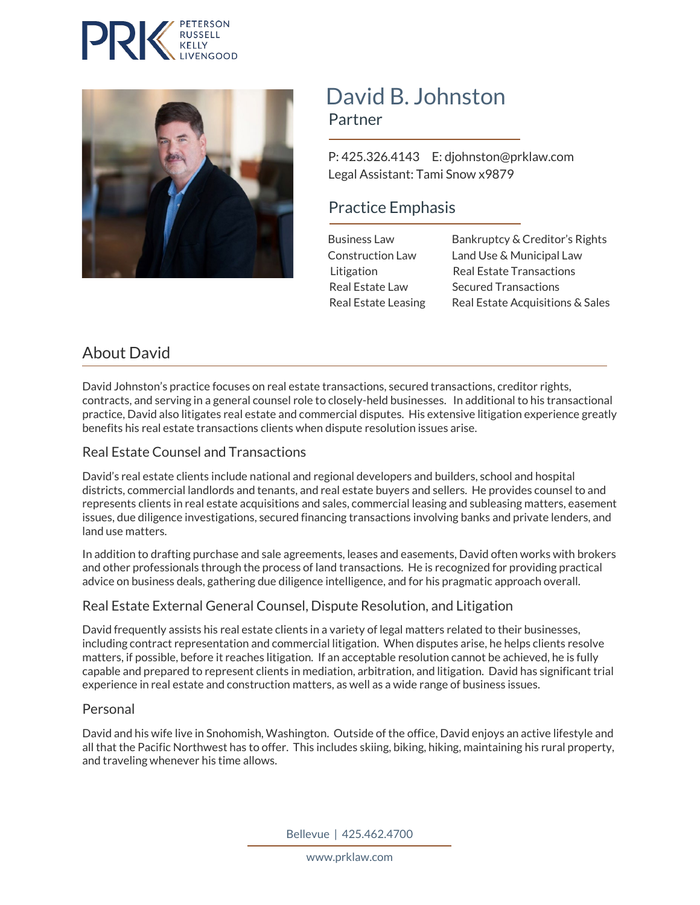PRK PETERSON RUSSELL KELLY LIVENGOOD

# David B. Johnston

Partner

P: 425.326.4143 E: djohnston@prklaw.com
Legal Assistant: Tami Snow x9879

## Practice Emphasis

| | |
|---|---|
| Business Law | Bankruptcy & Creditor's Rights |
| Construction Law | Land Use & Municipal Law |
| Litigation | Real Estate Transactions |
| Real Estate Law | Secured Transactions |
| Real Estate Leasing | Real Estate Acquisitions & Sales |

## About David

David Johnston's practice focuses on real estate transactions, secured transactions, creditor rights, contracts, and serving in a general counsel role to closely-held businesses. In additional to his transactional practice, David also litigates real estate and commercial disputes. His extensive litigation experience greatly benefits his real estate transactions clients when dispute resolution issues arise.

### Real Estate Counsel and Transactions

David's real estate clients include national and regional developers and builders, school and hospital districts, commercial landlords and tenants, and real estate buyers and sellers. He provides counsel to and represents clients in real estate acquisitions and sales, commercial leasing and subleasing matters, easement issues, due diligence investigations, secured financing transactions involving banks and private lenders, and land use matters.

In addition to drafting purchase and sale agreements, leases and easements, David often works with brokers and other professionals through the process of land transactions. He is recognized for providing practical advice on business deals, gathering due diligence intelligence, and for his pragmatic approach overall.

### Real Estate External General Counsel, Dispute Resolution, and Litigation

David frequently assists his real estate clients in a variety of legal matters related to their businesses, including contract representation and commercial litigation. When disputes arise, he helps clients resolve matters, if possible, before it reaches litigation. If an acceptable resolution cannot be achieved, he is fully capable and prepared to represent clients in mediation, arbitration, and litigation. David has significant trial experience in real estate and construction matters, as well as a wide range of business issues.

### Personal

David and his wife live in Snohomish, Washington. Outside of the office, David enjoys an active lifestyle and all that the Pacific Northwest has to offer. This includes skiing, biking, hiking, maintaining his rural property, and traveling whenever his time allows.

Bellevue | 425.462.4700

www.prklaw.com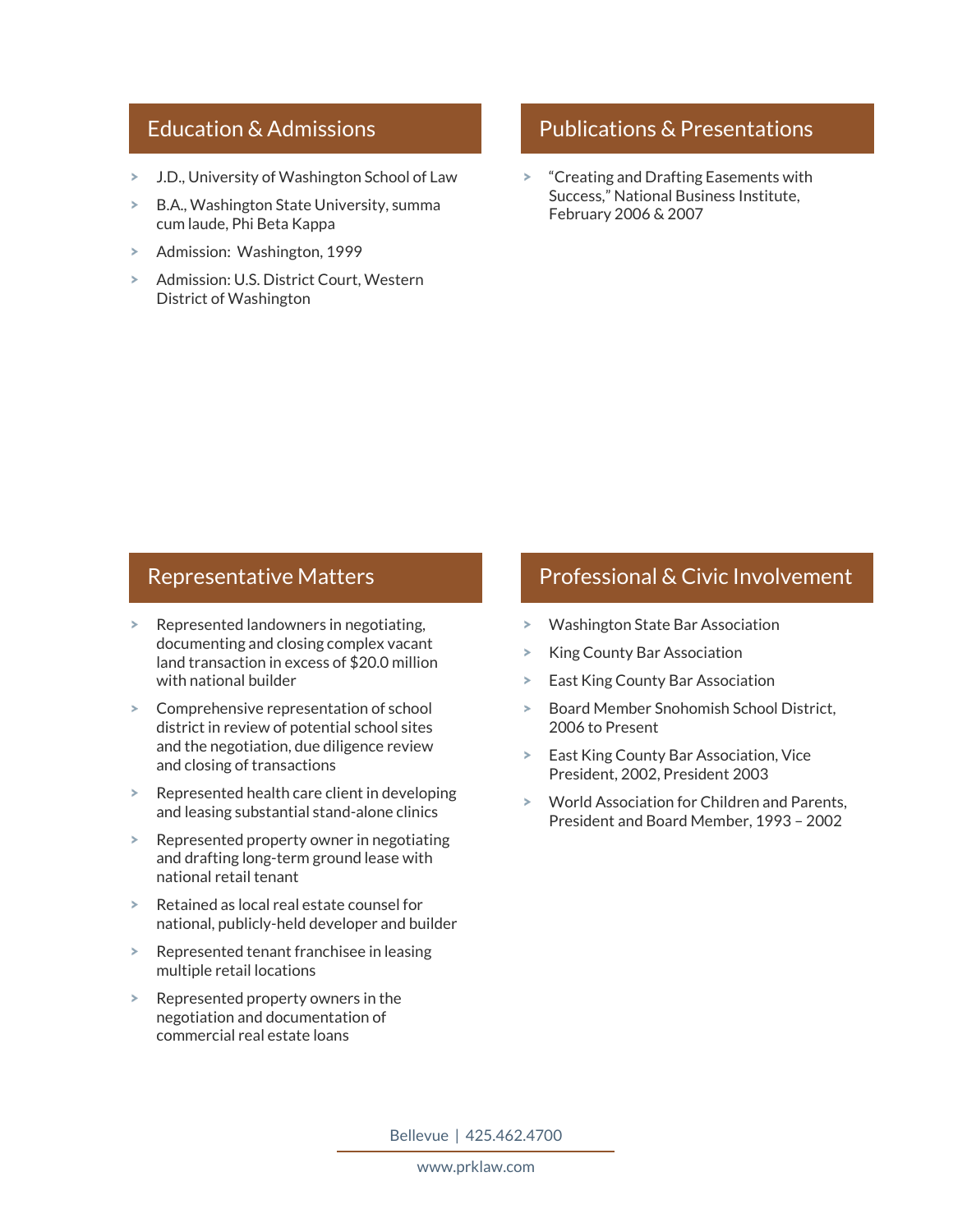## Education & Admissions

- J.D., University of Washington School of Law
- B.A., Washington State University, summa cum laude, Phi Beta Kappa
- Admission: Washington, 1999
- Admission: U.S. District Court, Western District of Washington

## Publications & Presentations

- “Creating and Drafting Easements with Success,” National Business Institute, February 2006 & 2007

## Representative Matters

- Represented landowners in negotiating, documenting and closing complex vacant land transaction in excess of $20.0 million with national builder
- Comprehensive representation of school district in review of potential school sites and the negotiation, due diligence review and closing of transactions
- Represented health care client in developing and leasing substantial stand-alone clinics
- Represented property owner in negotiating and drafting long-term ground lease with national retail tenant
- Retained as local real estate counsel for national, publicly-held developer and builder
- Represented tenant franchisee in leasing multiple retail locations
- Represented property owners in the negotiation and documentation of commercial real estate loans

## Professional & Civic Involvement

- Washington State Bar Association
- King County Bar Association
- East King County Bar Association
- Board Member Snohomish School District, 2006 to Present
- East King County Bar Association, Vice President, 2002, President 2003
- World Association for Children and Parents, President and Board Member, 1993 – 2002

Bellevue | 425.462.4700

www.prklaw.com